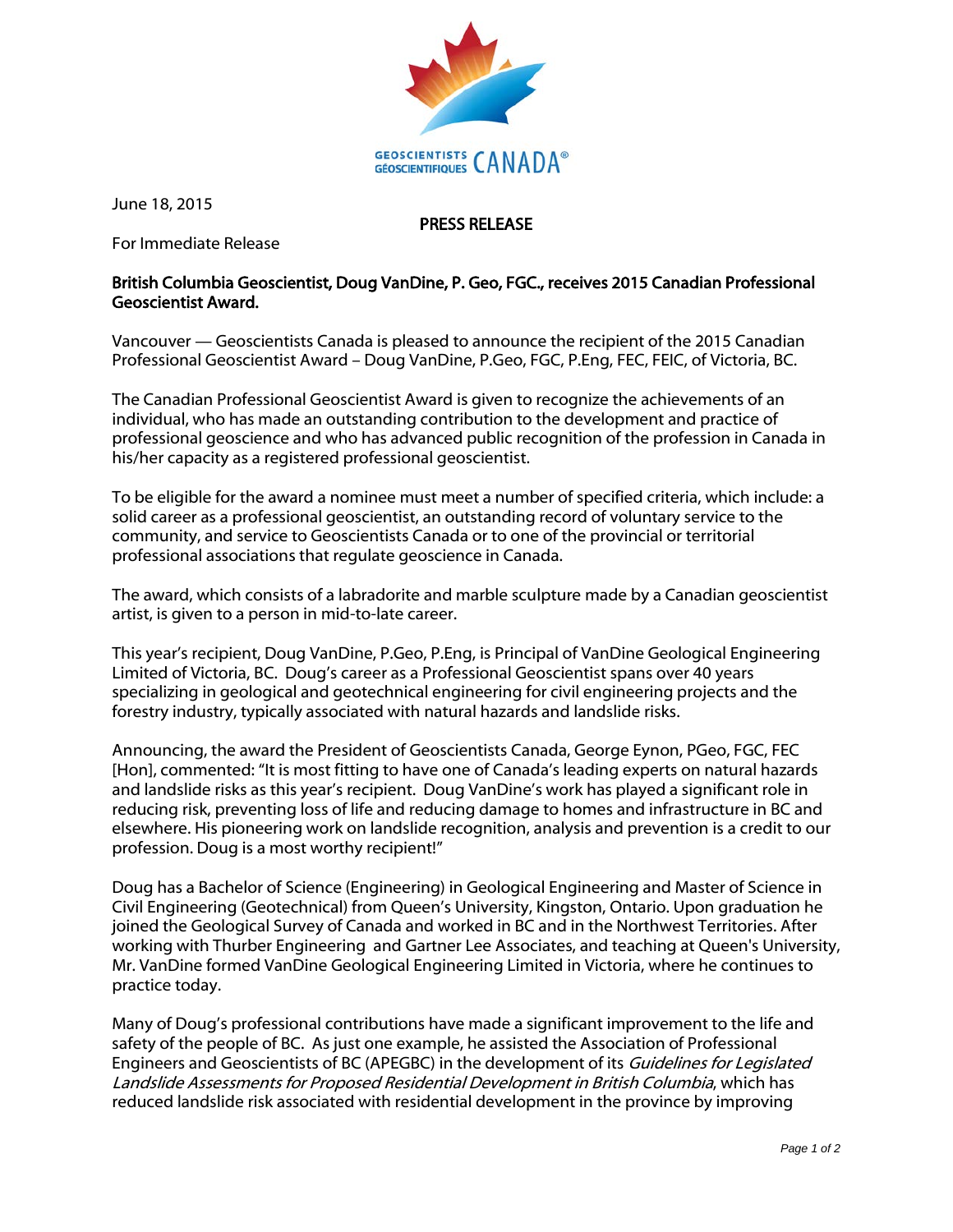GEOSCIENTISTS GÉOSCIENTIFIQUES CANADA®

June 18, 2015

**PRESS RELEASE**

For Immediate Release

**British Columbia Geoscientist, Doug VanDine, P. Geo, FGC., receives 2015 Canadian Professional Geoscientist Award.**

Vancouver — Geoscientists Canada is pleased to announce the recipient of the 2015 Canadian Professional Geoscientist Award – Doug VanDine, P.Geo, FGC, P.Eng, FEC, FEIC, of Victoria, BC.

The Canadian Professional Geoscientist Award is given to recognize the achievements of an individual, who has made an outstanding contribution to the development and practice of professional geoscience and who has advanced public recognition of the profession in Canada in his/her capacity as a registered professional geoscientist.

To be eligible for the award a nominee must meet a number of specified criteria, which include: a solid career as a professional geoscientist, an outstanding record of voluntary service to the community, and service to Geoscientists Canada or to one of the provincial or territorial professional associations that regulate geoscience in Canada.

The award, which consists of a labradorite and marble sculpture made by a Canadian geoscientist artist, is given to a person in mid-to-late career.

This year's recipient, Doug VanDine, P.Geo, P.Eng, is Principal of VanDine Geological Engineering Limited of Victoria, BC. Doug's career as a Professional Geoscientist spans over 40 years specializing in geological and geotechnical engineering for civil engineering projects and the forestry industry, typically associated with natural hazards and landslide risks.

Announcing, the award the President of Geoscientists Canada, George Eynon, PGeo, FGC, FEC [Hon], commented: "It is most fitting to have one of Canada's leading experts on natural hazards and landslide risks as this year's recipient. Doug VanDine's work has played a significant role in reducing risk, preventing loss of life and reducing damage to homes and infrastructure in BC and elsewhere. His pioneering work on landslide recognition, analysis and prevention is a credit to our profession. Doug is a most worthy recipient!"

Doug has a Bachelor of Science (Engineering) in Geological Engineering and Master of Science in Civil Engineering (Geotechnical) from Queen's University, Kingston, Ontario. Upon graduation he joined the Geological Survey of Canada and worked in BC and in the Northwest Territories. After working with Thurber Engineering and Gartner Lee Associates, and teaching at Queen's University, Mr. VanDine formed VanDine Geological Engineering Limited in Victoria, where he continues to practice today.

Many of Doug's professional contributions have made a significant improvement to the life and safety of the people of BC. As just one example, he assisted the Association of Professional Engineers and Geoscientists of BC (APEGBC) in the development of its *Guidelines for Legislated Landslide Assessments for Proposed Residential Development in British Columbia*, which has reduced landslide risk associated with residential development in the province by improving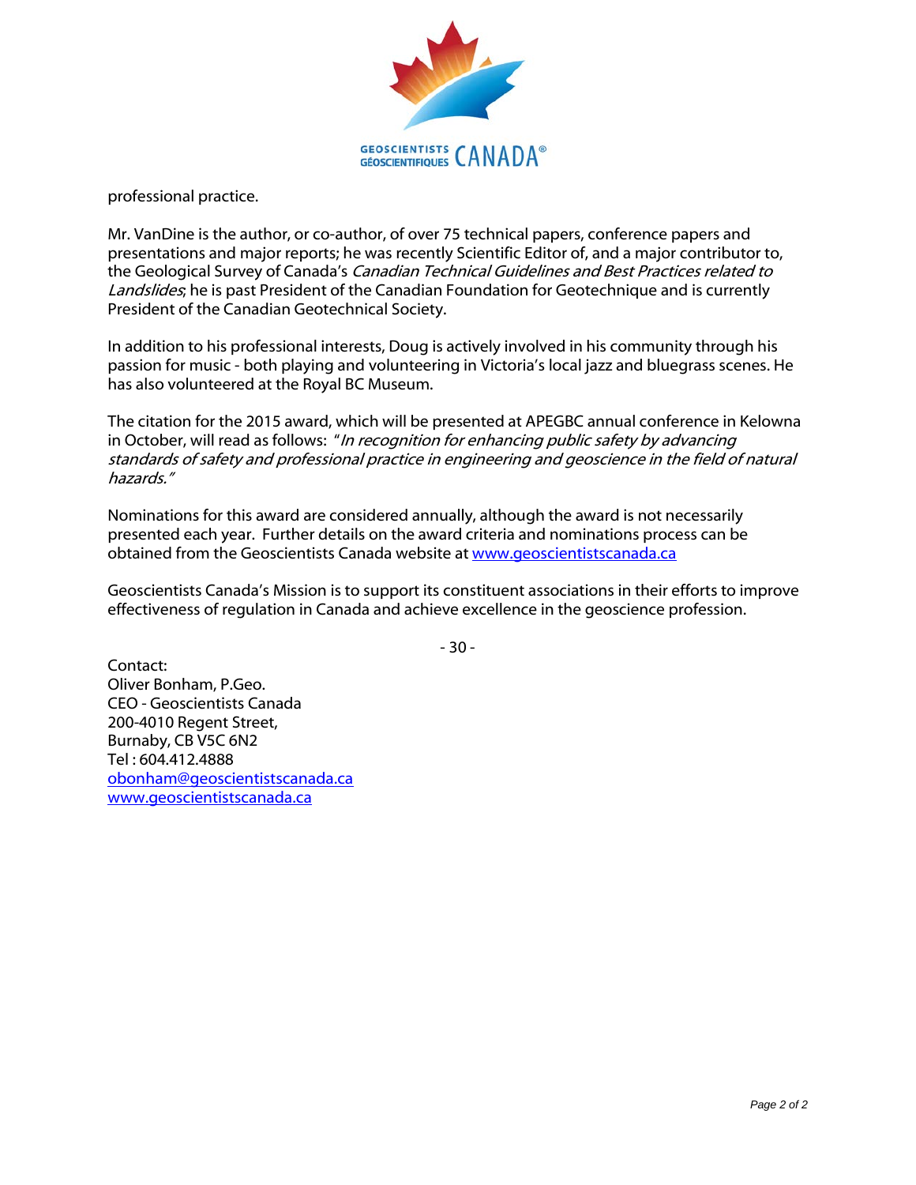professional practice.

Mr. VanDine is the author, or co-author, of over 75 technical papers, conference papers and presentations and major reports; he was recently Scientific Editor of, and a major contributor to, the Geological Survey of Canada's *Canadian Technical Guidelines and Best Practices related to Landslides*; he is past President of the Canadian Foundation for Geotechnique and is currently President of the Canadian Geotechnical Society.

In addition to his professional interests, Doug is actively involved in his community through his passion for music - both playing and volunteering in Victoria's local jazz and bluegrass scenes. He has also volunteered at the Royal BC Museum.

The citation for the 2015 award, which will be presented at APEGBC annual conference in Kelowna in October, will read as follows: "*In recognition for enhancing public safety by advancing standards of safety and professional practice in engineering and geoscience in the field of natural hazards.*"

Nominations for this award are considered annually, although the award is not necessarily presented each year. Further details on the award criteria and nominations process can be obtained from the Geoscientists Canada website at www.geoscientistscanada.ca

Geoscientists Canada's Mission is to support its constituent associations in their efforts to improve effectiveness of regulation in Canada and achieve excellence in the geoscience profession.

- 30 -

Contact:
Oliver Bonham, P.Geo.
CEO - Geoscientists Canada
200-4010 Regent Street,
Burnaby, CB V5C 6N2
Tel : 604.412.4888
obonham@geoscientistscanada.ca
www.geoscientistscanada.ca